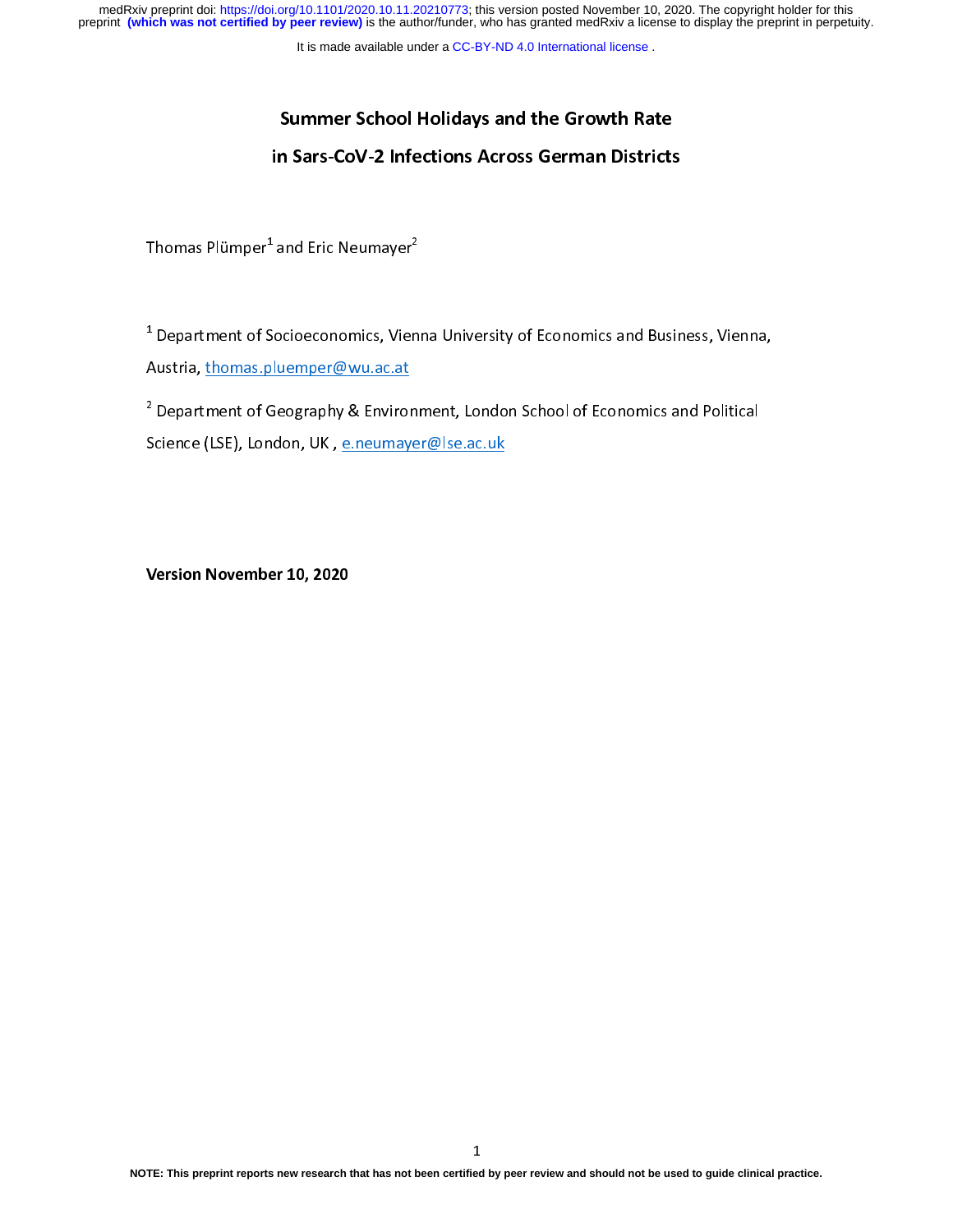# Summer School Holidays and the Growth Rate in Sars-CoV-2 Infections Across German Districts

Thomas Plümper[1] and Eric Neumayer[2]

[1] Department of Socioeconomics, Vienna University of Economics and Business, Vienna, Austria, thomas.pluemper@wu.ac.at

[2] Department of Geography & Environment, London School of Economics and Political Science (LSE), London, UK , e.neumayer@lse.ac.uk

**Version November 10, 2020**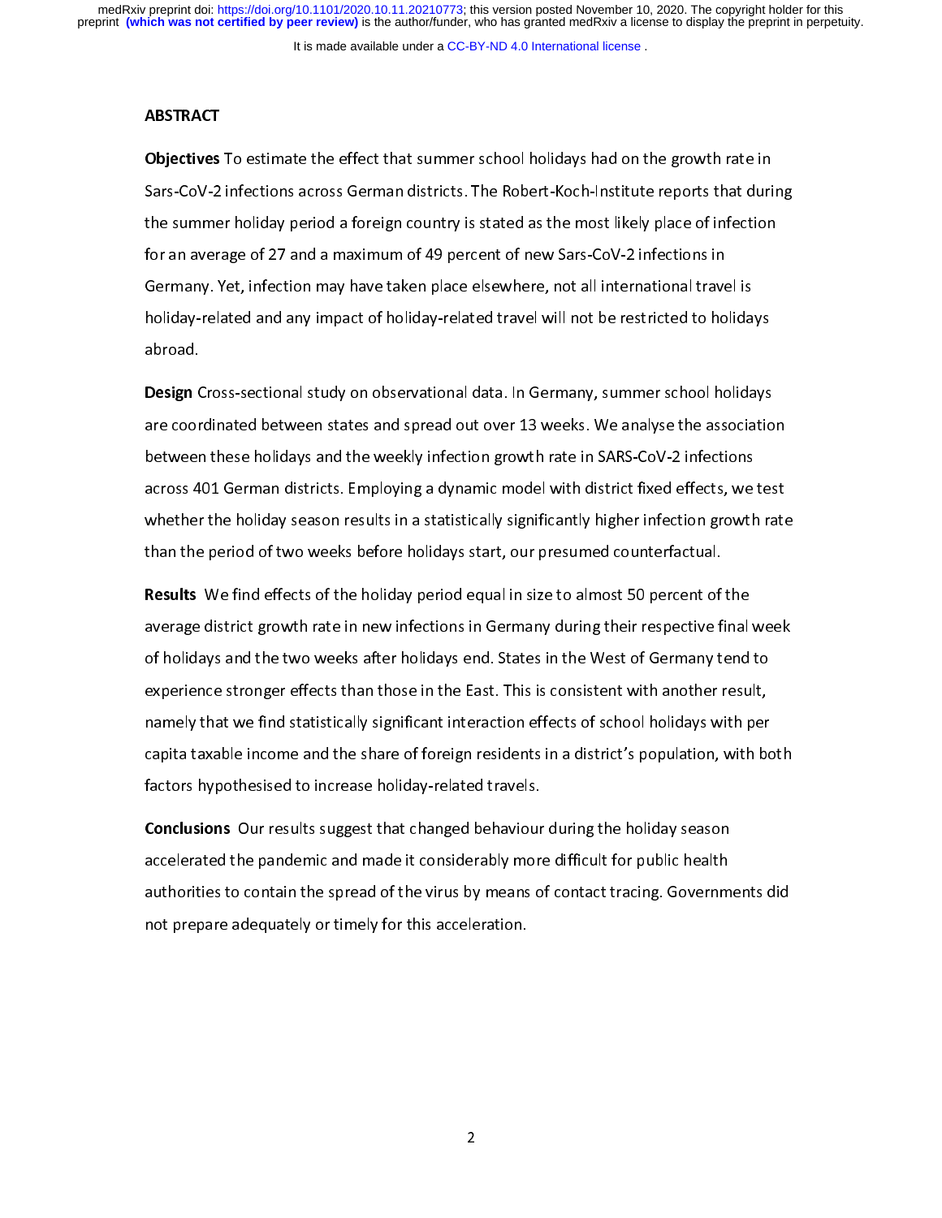## ABSTRACT

**Objectives** To estimate the effect that summer school holidays had on the growth rate in Sars-CoV-2 infections across German districts. The Robert-Koch-Institute reports that during the summer holiday period a foreign country is stated as the most likely place of infection for an average of 27 and a maximum of 49 percent of new Sars-CoV-2 infections in Germany. Yet, infection may have taken place elsewhere, not all international travel is holiday-related and any impact of holiday-related travel will not be restricted to holidays abroad.

**Design** Cross-sectional study on observational data. In Germany, summer school holidays are coordinated between states and spread out over 13 weeks. We analyse the association between these holidays and the weekly infection growth rate in SARS-CoV-2 infections across 401 German districts. Employing a dynamic model with district fixed effects, we test whether the holiday season results in a statistically significantly higher infection growth rate than the period of two weeks before holidays start, our presumed counterfactual.

**Results** We find effects of the holiday period equal in size to almost 50 percent of the average district growth rate in new infections in Germany during their respective final week of holidays and the two weeks after holidays end. States in the West of Germany tend to experience stronger effects than those in the East. This is consistent with another result, namely that we find statistically significant interaction effects of school holidays with per capita taxable income and the share of foreign residents in a district's population, with both factors hypothesised to increase holiday-related travels.

**Conclusions** Our results suggest that changed behaviour during the holiday season accelerated the pandemic and made it considerably more difficult for public health authorities to contain the spread of the virus by means of contact tracing. Governments did not prepare adequately or timely for this acceleration.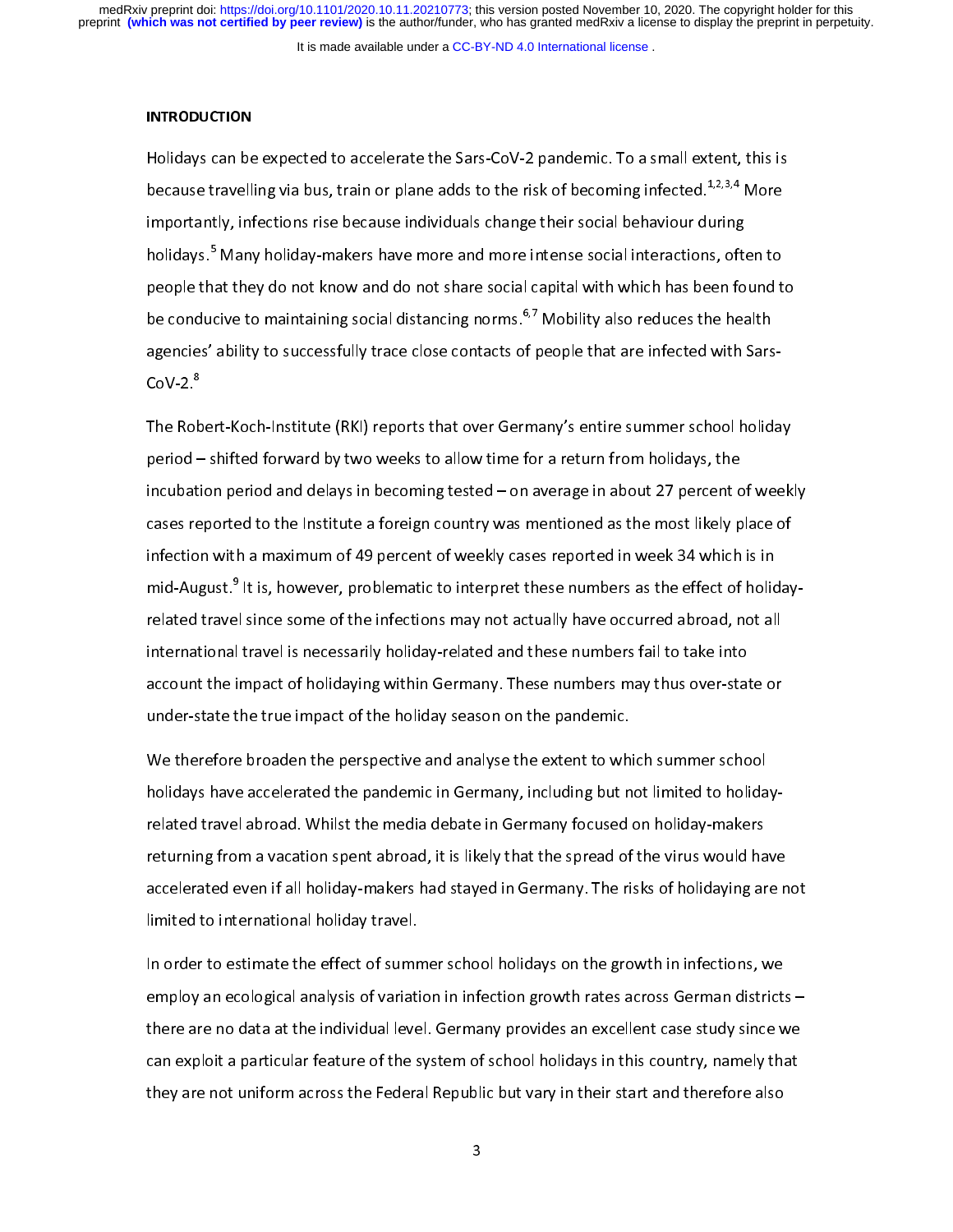## INTRODUCTION

Holidays can be expected to accelerate the Sars-CoV-2 pandemic. To a small extent, this is because travelling via bus, train or plane adds to the risk of becoming infected.[1,2,3,4] More importantly, infections rise because individuals change their social behaviour during holidays.[5] Many holiday-makers have more and more intense social interactions, often to people that they do not know and do not share social capital with which has been found to be conducive to maintaining social distancing norms.[6,7] Mobility also reduces the health agencies' ability to successfully trace close contacts of people that are infected with Sars-CoV-2.[8]

The Robert-Koch-Institute (RKI) reports that over Germany's entire summer school holiday period – shifted forward by two weeks to allow time for a return from holidays, the incubation period and delays in becoming tested – on average in about 27 percent of weekly cases reported to the Institute a foreign country was mentioned as the most likely place of infection with a maximum of 49 percent of weekly cases reported in week 34 which is in mid-August.[9] It is, however, problematic to interpret these numbers as the effect of holiday-related travel since some of the infections may not actually have occurred abroad, not all international travel is necessarily holiday-related and these numbers fail to take into account the impact of holidaying within Germany. These numbers may thus over-state or under-state the true impact of the holiday season on the pandemic.

We therefore broaden the perspective and analyse the extent to which summer school holidays have accelerated the pandemic in Germany, including but not limited to holiday-related travel abroad. Whilst the media debate in Germany focused on holiday-makers returning from a vacation spent abroad, it is likely that the spread of the virus would have accelerated even if all holiday-makers had stayed in Germany. The risks of holidaying are not limited to international holiday travel.

In order to estimate the effect of summer school holidays on the growth in infections, we employ an ecological analysis of variation in infection growth rates across German districts – there are no data at the individual level. Germany provides an excellent case study since we can exploit a particular feature of the system of school holidays in this country, namely that they are not uniform across the Federal Republic but vary in their start and therefore also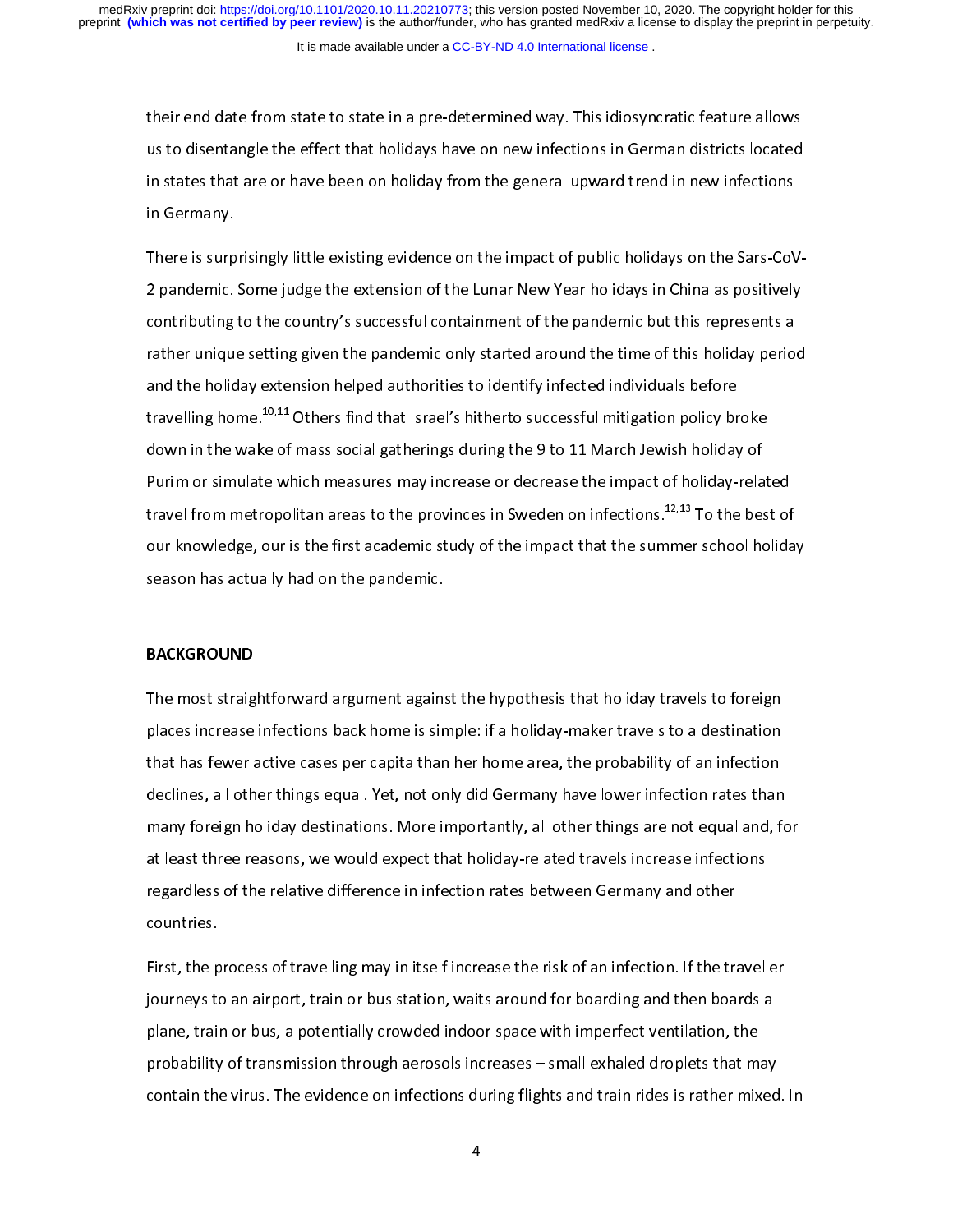their end date from state to state in a pre-determined way. This idiosyncratic feature allows us to disentangle the effect that holidays have on new infections in German districts located in states that are or have been on holiday from the general upward trend in new infections in Germany.

There is surprisingly little existing evidence on the impact of public holidays on the Sars-CoV-2 pandemic. Some judge the extension of the Lunar New Year holidays in China as positively contributing to the country's successful containment of the pandemic but this represents a rather unique setting given the pandemic only started around the time of this holiday period and the holiday extension helped authorities to identify infected individuals before travelling home.[10,11] Others find that Israel's hitherto successful mitigation policy broke down in the wake of mass social gatherings during the 9 to 11 March Jewish holiday of Purim or simulate which measures may increase or decrease the impact of holiday-related travel from metropolitan areas to the provinces in Sweden on infections.[12,13] To the best of our knowledge, our is the first academic study of the impact that the summer school holiday season has actually had on the pandemic.

## BACKGROUND

The most straightforward argument against the hypothesis that holiday travels to foreign places increase infections back home is simple: if a holiday-maker travels to a destination that has fewer active cases per capita than her home area, the probability of an infection declines, all other things equal. Yet, not only did Germany have lower infection rates than many foreign holiday destinations. More importantly, all other things are not equal and, for at least three reasons, we would expect that holiday-related travels increase infections regardless of the relative difference in infection rates between Germany and other countries.

First, the process of travelling may in itself increase the risk of an infection. If the traveller journeys to an airport, train or bus station, waits around for boarding and then boards a plane, train or bus, a potentially crowded indoor space with imperfect ventilation, the probability of transmission through aerosols increases – small exhaled droplets that may contain the virus. The evidence on infections during flights and train rides is rather mixed. In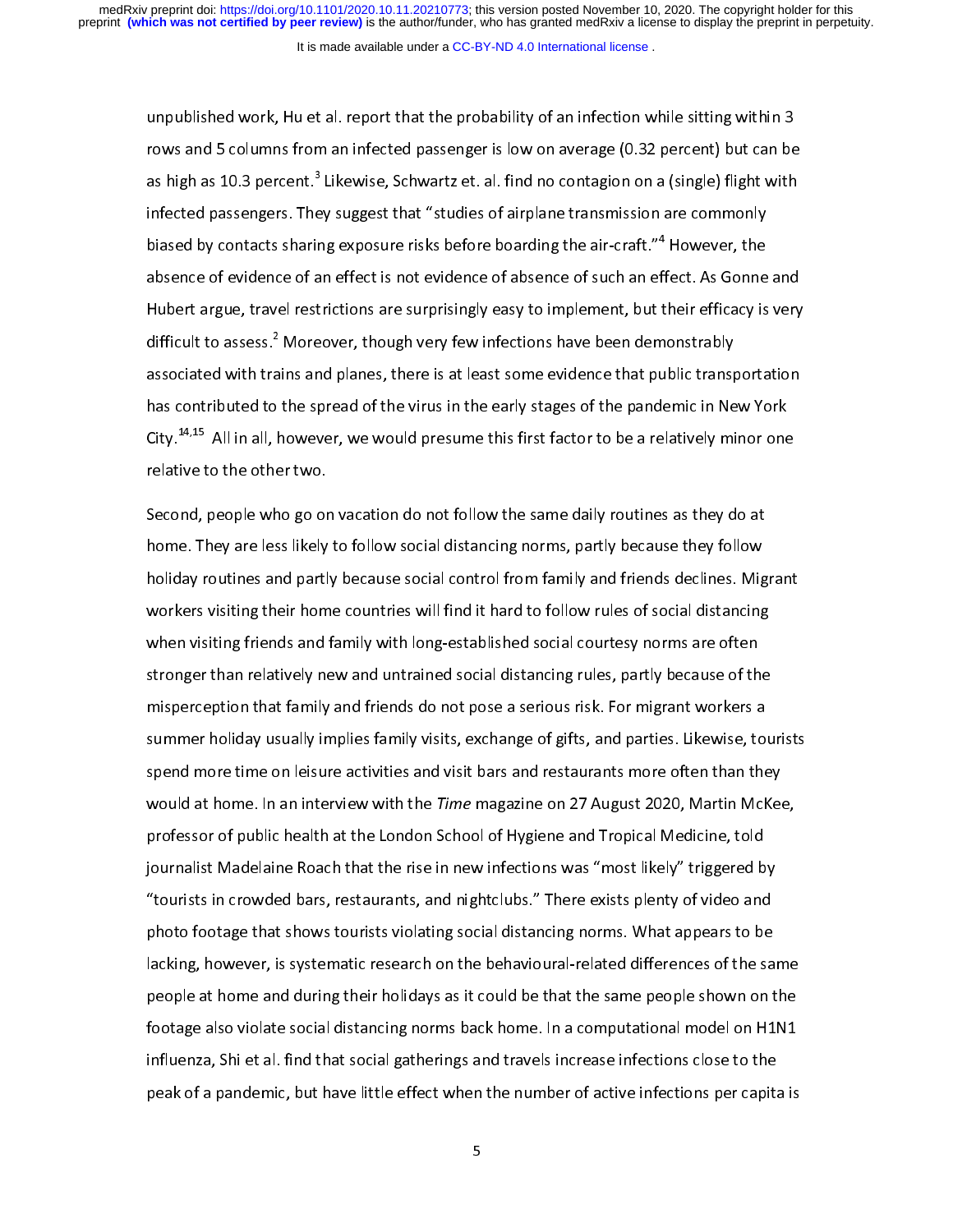unpublished work, Hu et al. report that the probability of an infection while sitting within 3 rows and 5 columns from an infected passenger is low on average (0.32 percent) but can be as high as 10.3 percent.[3] Likewise, Schwartz et. al. find no contagion on a (single) flight with infected passengers. They suggest that "studies of airplane transmission are commonly biased by contacts sharing exposure risks before boarding the air-craft."[4] However, the absence of evidence of an effect is not evidence of absence of such an effect. As Gonne and Hubert argue, travel restrictions are surprisingly easy to implement, but their efficacy is very difficult to assess.[2] Moreover, though very few infections have been demonstrably associated with trains and planes, there is at least some evidence that public transportation has contributed to the spread of the virus in the early stages of the pandemic in New York City.[14,15] All in all, however, we would presume this first factor to be a relatively minor one relative to the other two.

Second, people who go on vacation do not follow the same daily routines as they do at home. They are less likely to follow social distancing norms, partly because they follow holiday routines and partly because social control from family and friends declines. Migrant workers visiting their home countries will find it hard to follow rules of social distancing when visiting friends and family with long-established social courtesy norms are often stronger than relatively new and untrained social distancing rules, partly because of the misperception that family and friends do not pose a serious risk. For migrant workers a summer holiday usually implies family visits, exchange of gifts, and parties. Likewise, tourists spend more time on leisure activities and visit bars and restaurants more often than they would at home. In an interview with the *Time* magazine on 27 August 2020, Martin McKee, professor of public health at the London School of Hygiene and Tropical Medicine, told journalist Madelaine Roach that the rise in new infections was "most likely" triggered by "tourists in crowded bars, restaurants, and nightclubs." There exists plenty of video and photo footage that shows tourists violating social distancing norms. What appears to be lacking, however, is systematic research on the behavioural-related differences of the same people at home and during their holidays as it could be that the same people shown on the footage also violate social distancing norms back home. In a computational model on H1N1 influenza, Shi et al. find that social gatherings and travels increase infections close to the peak of a pandemic, but have little effect when the number of active infections per capita is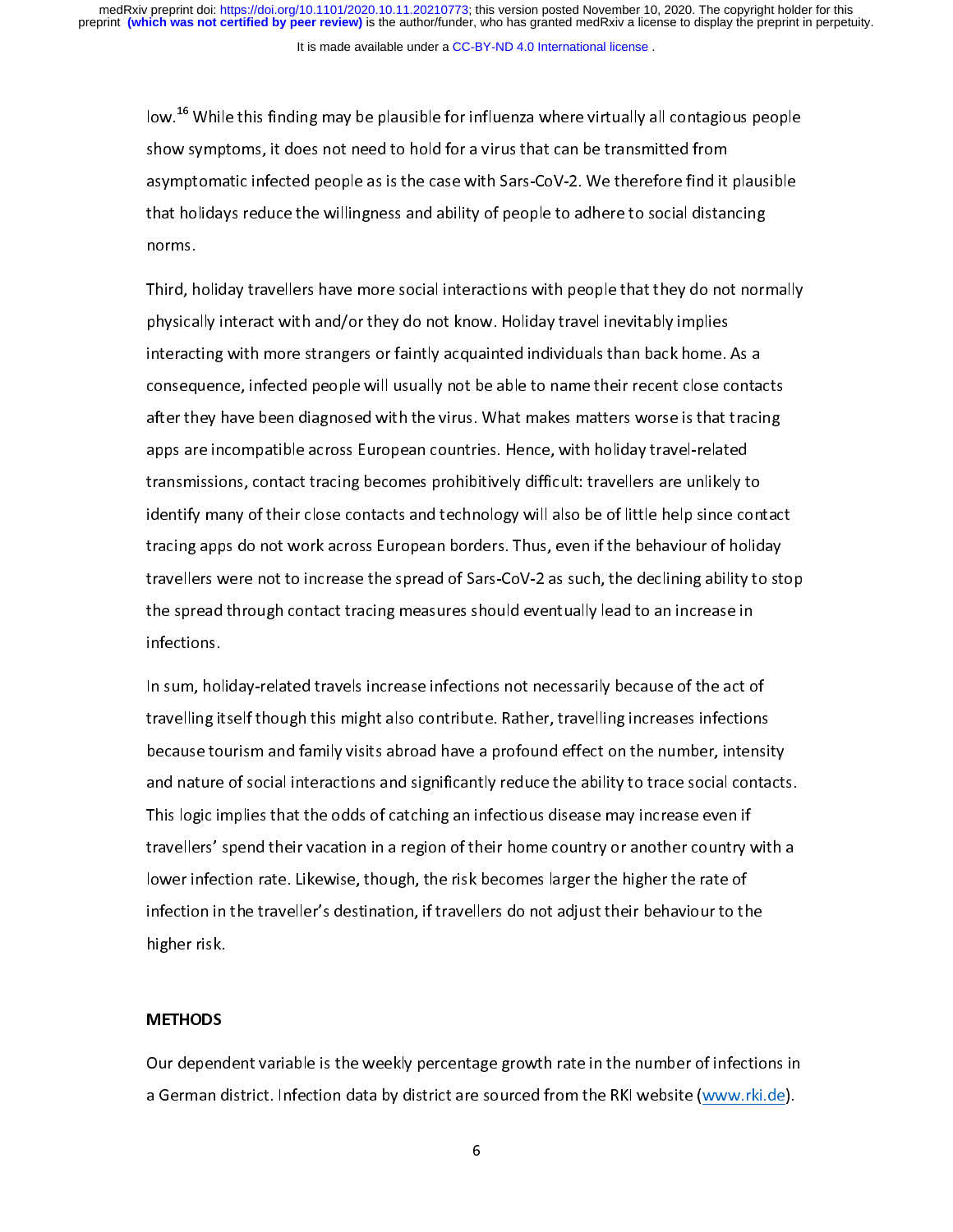low.[16] While this finding may be plausible for influenza where virtually all contagious people show symptoms, it does not need to hold for a virus that can be transmitted from asymptomatic infected people as is the case with Sars-CoV-2. We therefore find it plausible that holidays reduce the willingness and ability of people to adhere to social distancing norms.

Third, holiday travellers have more social interactions with people that they do not normally physically interact with and/or they do not know. Holiday travel inevitably implies interacting with more strangers or faintly acquainted individuals than back home. As a consequence, infected people will usually not be able to name their recent close contacts after they have been diagnosed with the virus. What makes matters worse is that tracing apps are incompatible across European countries. Hence, with holiday travel-related transmissions, contact tracing becomes prohibitively difficult: travellers are unlikely to identify many of their close contacts and technology will also be of little help since contact tracing apps do not work across European borders. Thus, even if the behaviour of holiday travellers were not to increase the spread of Sars-CoV-2 as such, the declining ability to stop the spread through contact tracing measures should eventually lead to an increase in infections.

In sum, holiday-related travels increase infections not necessarily because of the act of travelling itself though this might also contribute. Rather, travelling increases infections because tourism and family visits abroad have a profound effect on the number, intensity and nature of social interactions and significantly reduce the ability to trace social contacts. This logic implies that the odds of catching an infectious disease may increase even if travellers' spend their vacation in a region of their home country or another country with a lower infection rate. Likewise, though, the risk becomes larger the higher the rate of infection in the traveller's destination, if travellers do not adjust their behaviour to the higher risk.

## METHODS

Our dependent variable is the weekly percentage growth rate in the number of infections in a German district. Infection data by district are sourced from the RKI website (www.rki.de).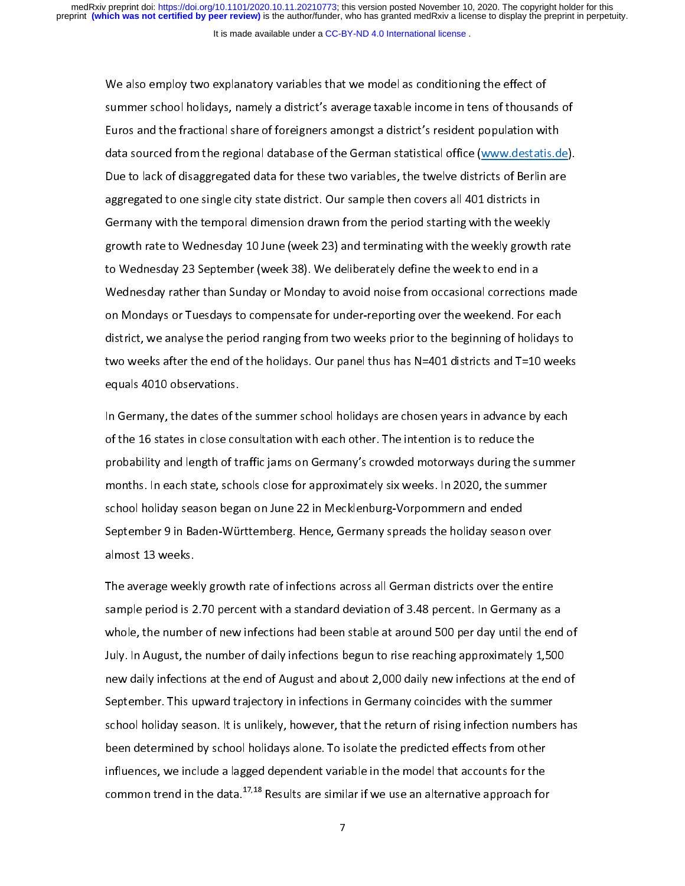We also employ two explanatory variables that we model as conditioning the effect of summer school holidays, namely a district's average taxable income in tens of thousands of Euros and the fractional share of foreigners amongst a district's resident population with data sourced from the regional database of the German statistical office (www.destatis.de). Due to lack of disaggregated data for these two variables, the twelve districts of Berlin are aggregated to one single city state district. Our sample then covers all 401 districts in Germany with the temporal dimension drawn from the period starting with the weekly growth rate to Wednesday 10 June (week 23) and terminating with the weekly growth rate to Wednesday 23 September (week 38). We deliberately define the week to end in a Wednesday rather than Sunday or Monday to avoid noise from occasional corrections made on Mondays or Tuesdays to compensate for under-reporting over the weekend. For each district, we analyse the period ranging from two weeks prior to the beginning of holidays to two weeks after the end of the holidays. Our panel thus has N=401 districts and T=10 weeks equals 4010 observations.

In Germany, the dates of the summer school holidays are chosen years in advance by each of the 16 states in close consultation with each other. The intention is to reduce the probability and length of traffic jams on Germany's crowded motorways during the summer months. In each state, schools close for approximately six weeks. In 2020, the summer school holiday season began on June 22 in Mecklenburg-Vorpommern and ended September 9 in Baden-Württemberg. Hence, Germany spreads the holiday season over almost 13 weeks.

The average weekly growth rate of infections across all German districts over the entire sample period is 2.70 percent with a standard deviation of 3.48 percent. In Germany as a whole, the number of new infections had been stable at around 500 per day until the end of July. In August, the number of daily infections begun to rise reaching approximately 1,500 new daily infections at the end of August and about 2,000 daily new infections at the end of September. This upward trajectory in infections in Germany coincides with the summer school holiday season. It is unlikely, however, that the return of rising infection numbers has been determined by school holidays alone. To isolate the predicted effects from other influences, we include a lagged dependent variable in the model that accounts for the common trend in the data.[17,18] Results are similar if we use an alternative approach for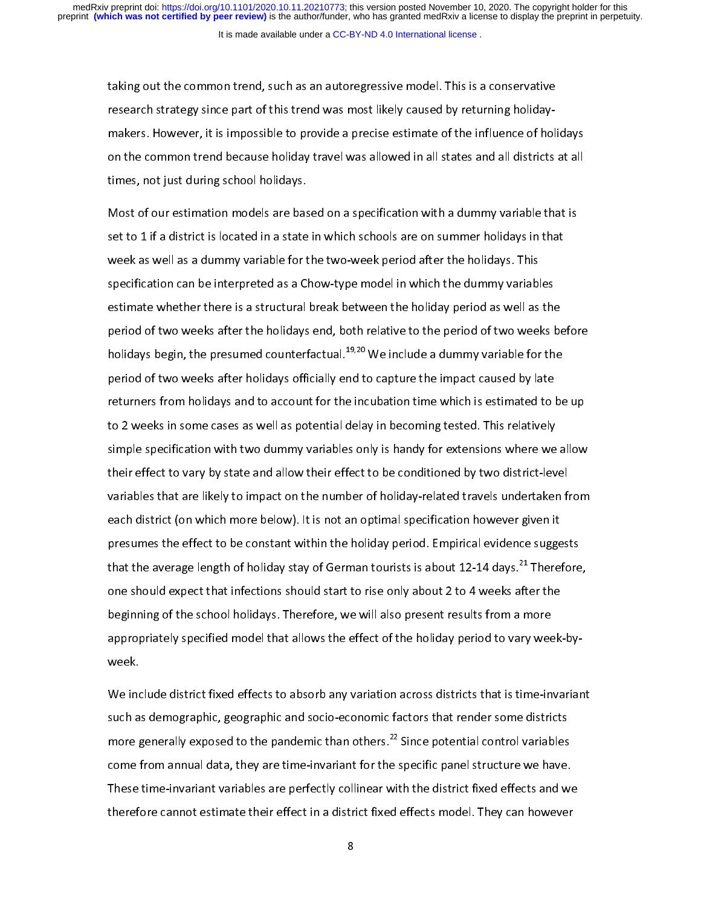taking out the common trend, such as an autoregressive model. This is a conservative research strategy since part of this trend was most likely caused by returning holiday-makers. However, it is impossible to provide a precise estimate of the influence of holidays on the common trend because holiday travel was allowed in all states and all districts at all times, not just during school holidays.

Most of our estimation models are based on a specification with a dummy variable that is set to 1 if a district is located in a state in which schools are on summer holidays in that week as well as a dummy variable for the two-week period after the holidays. This specification can be interpreted as a Chow-type model in which the dummy variables estimate whether there is a structural break between the holiday period as well as the period of two weeks after the holidays end, both relative to the period of two weeks before holidays begin, the presumed counterfactual.[19,20] We include a dummy variable for the period of two weeks after holidays officially end to capture the impact caused by late returners from holidays and to account for the incubation time which is estimated to be up to 2 weeks in some cases as well as potential delay in becoming tested. This relatively simple specification with two dummy variables only is handy for extensions where we allow their effect to vary by state and allow their effect to be conditioned by two district-level variables that are likely to impact on the number of holiday-related travels undertaken from each district (on which more below). It is not an optimal specification however given it presumes the effect to be constant within the holiday period. Empirical evidence suggests that the average length of holiday stay of German tourists is about 12-14 days.[21] Therefore, one should expect that infections should start to rise only about 2 to 4 weeks after the beginning of the school holidays. Therefore, we will also present results from a more appropriately specified model that allows the effect of the holiday period to vary week-by-week.

We include district fixed effects to absorb any variation across districts that is time-invariant such as demographic, geographic and socio-economic factors that render some districts more generally exposed to the pandemic than others.[22] Since potential control variables come from annual data, they are time-invariant for the specific panel structure we have. These time-invariant variables are perfectly collinear with the district fixed effects and we therefore cannot estimate their effect in a district fixed effects model. They can however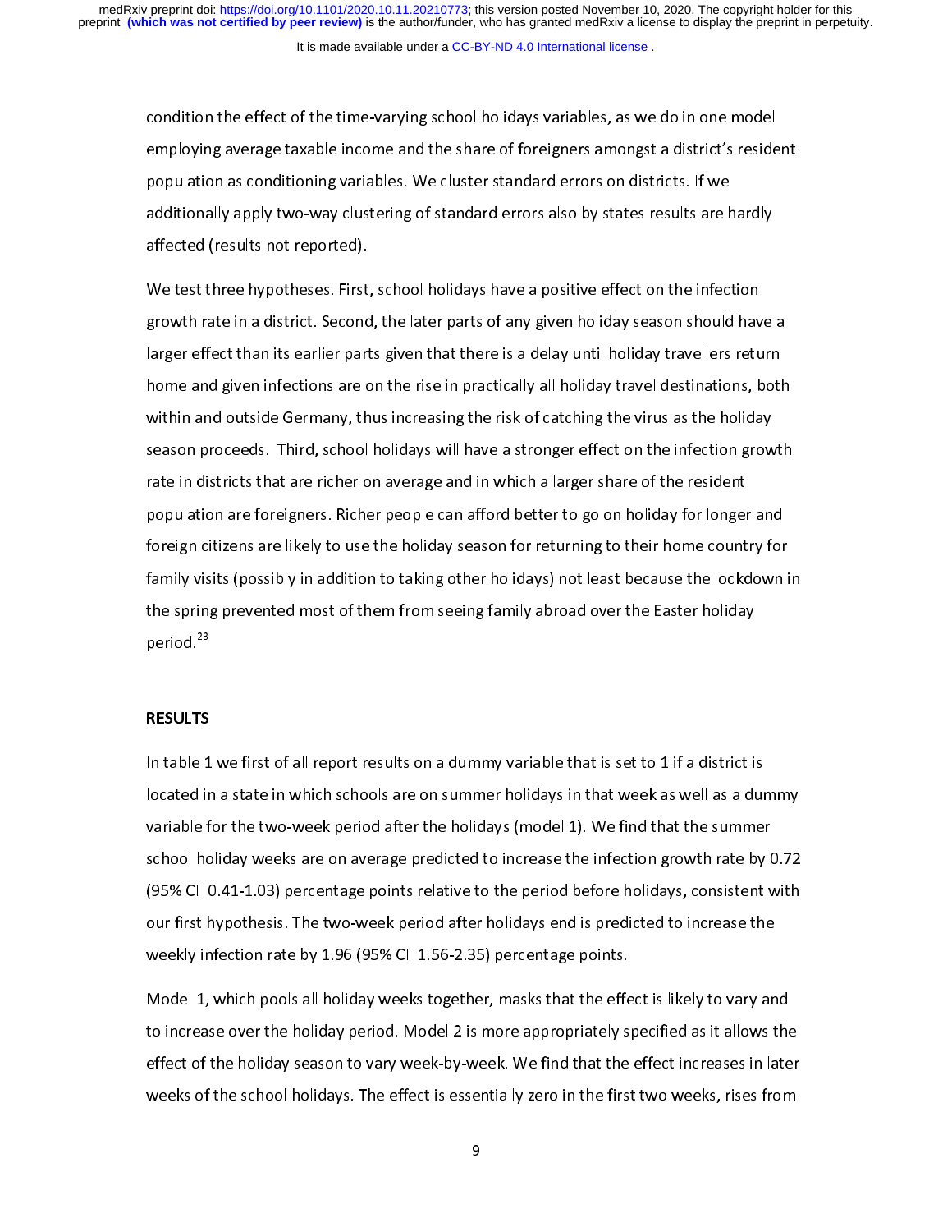condition the effect of the time-varying school holidays variables, as we do in one model employing average taxable income and the share of foreigners amongst a district's resident population as conditioning variables. We cluster standard errors on districts. If we additionally apply two-way clustering of standard errors also by states results are hardly affected (results not reported).

We test three hypotheses. First, school holidays have a positive effect on the infection growth rate in a district. Second, the later parts of any given holiday season should have a larger effect than its earlier parts given that there is a delay until holiday travellers return home and given infections are on the rise in practically all holiday travel destinations, both within and outside Germany, thus increasing the risk of catching the virus as the holiday season proceeds. Third, school holidays will have a stronger effect on the infection growth rate in districts that are richer on average and in which a larger share of the resident population are foreigners. Richer people can afford better to go on holiday for longer and foreign citizens are likely to use the holiday season for returning to their home country for family visits (possibly in addition to taking other holidays) not least because the lockdown in the spring prevented most of them from seeing family abroad over the Easter holiday period.[23]

**RESULTS**

In table 1 we first of all report results on a dummy variable that is set to 1 if a district is located in a state in which schools are on summer holidays in that week as well as a dummy variable for the two-week period after the holidays (model 1). We find that the summer school holiday weeks are on average predicted to increase the infection growth rate by 0.72 (95% CI 0.41-1.03) percentage points relative to the period before holidays, consistent with our first hypothesis. The two-week period after holidays end is predicted to increase the weekly infection rate by 1.96 (95% CI 1.56-2.35) percentage points.

Model 1, which pools all holiday weeks together, masks that the effect is likely to vary and to increase over the holiday period. Model 2 is more appropriately specified as it allows the effect of the holiday season to vary week-by-week. We find that the effect increases in later weeks of the school holidays. The effect is essentially zero in the first two weeks, rises from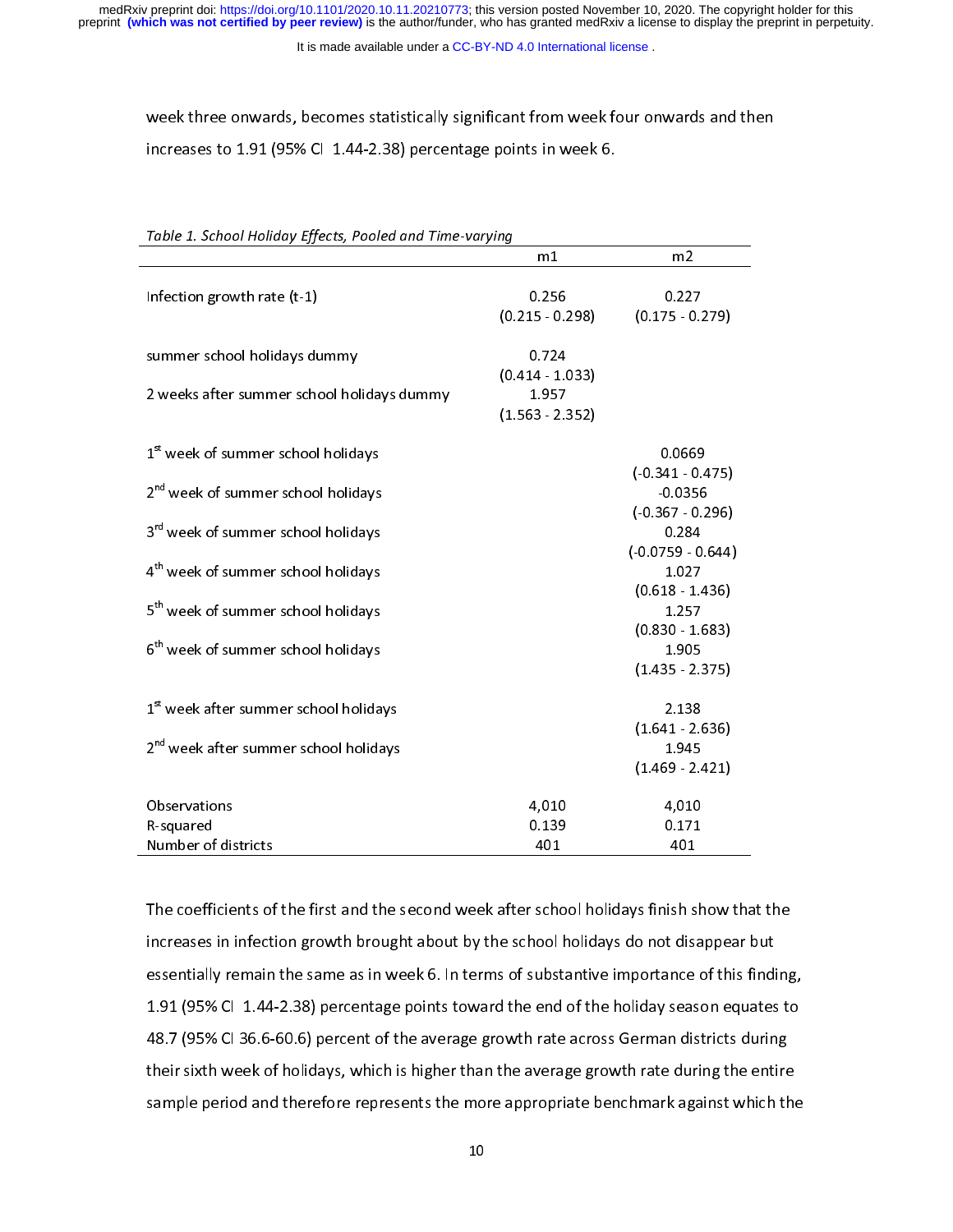week three onwards, becomes statistically significant from week four onwards and then increases to 1.91 (95% CI 1.44-2.38) percentage points in week 6.

*Table 1. School Holiday Effects, Pooled and Time-varying*

| | m1 | m2 |
|---|---|---|
| Infection growth rate (t-1) | 0.256 | 0.227 |
| | (0.215 - 0.298) | (0.175 - 0.279) |
| summer school holidays dummy | 0.724 | |
| | (0.414 - 1.033) | |
| 2 weeks after summer school holidays dummy | 1.957 | |
| | (1.563 - 2.352) | |
| 1st week of summer school holidays | | 0.0669 |
| | | (-0.341 - 0.475) |
| 2nd week of summer school holidays | | -0.0356 |
| | | (-0.367 - 0.296) |
| 3rd week of summer school holidays | | 0.284 |
| | | (-0.0759 - 0.644) |
| 4th week of summer school holidays | | 1.027 |
| | | (0.618 - 1.436) |
| 5th week of summer school holidays | | 1.257 |
| | | (0.830 - 1.683) |
| 6th week of summer school holidays | | 1.905 |
| | | (1.435 - 2.375) |
| 1st week after summer school holidays | | 2.138 |
| | | (1.641 - 2.636) |
| 2nd week after summer school holidays | | 1.945 |
| | | (1.469 - 2.421) |
| Observations | 4,010 | 4,010 |
| R-squared | 0.139 | 0.171 |
| Number of districts | 401 | 401 |

The coefficients of the first and the second week after school holidays finish show that the increases in infection growth brought about by the school holidays do not disappear but essentially remain the same as in week 6. In terms of substantive importance of this finding, 1.91 (95% CI 1.44-2.38) percentage points toward the end of the holiday season equates to 48.7 (95% CI 36.6-60.6) percent of the average growth rate across German districts during their sixth week of holidays, which is higher than the average growth rate during the entire sample period and therefore represents the more appropriate benchmark against which the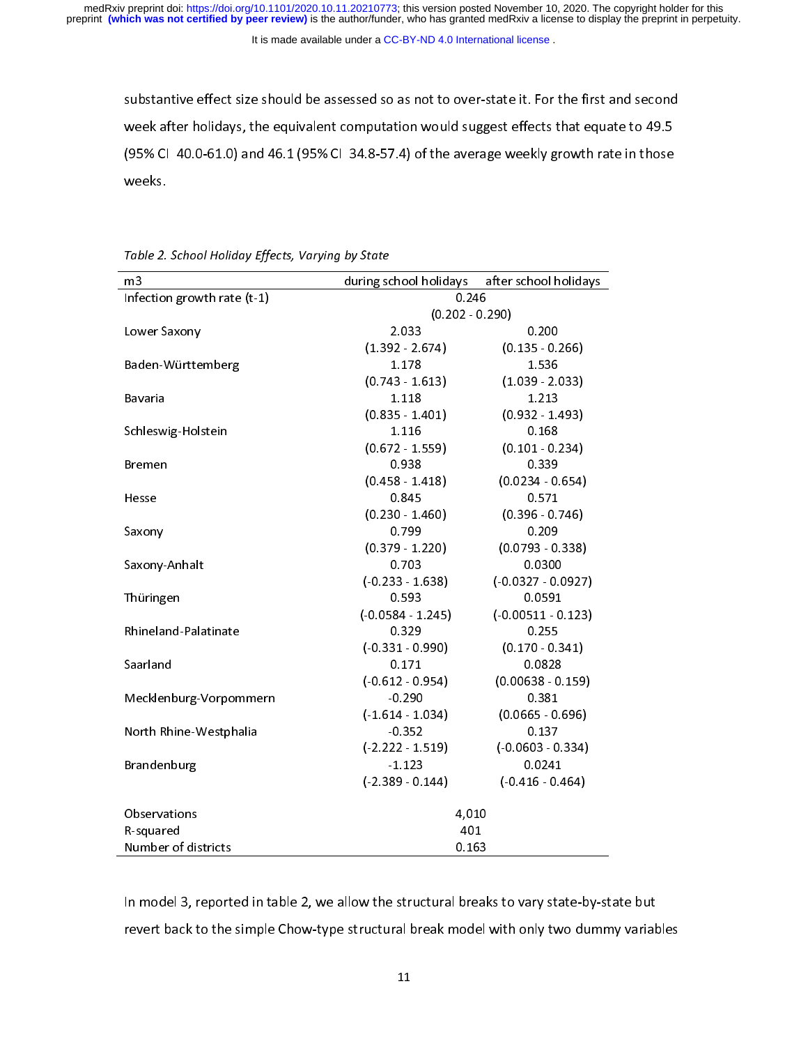substantive effect size should be assessed so as not to over-state it. For the first and second week after holidays, the equivalent computation would suggest effects that equate to 49.5 (95% CI 40.0-61.0) and 46.1 (95% CI 34.8-57.4) of the average weekly growth rate in those weeks.

*Table 2. School Holiday Effects, Varying by State*

| m3 | during school holidays | after school holidays |
|---|---|---|
| Infection growth rate (t-1) | 0.246 | |
| | (0.202 - 0.290) | |
| Lower Saxony | 2.033 | 0.200 |
| | (1.392 - 2.674) | (0.135 - 0.266) |
| Baden-Württemberg | 1.178 | 1.536 |
| | (0.743 - 1.613) | (1.039 - 2.033) |
| Bavaria | 1.118 | 1.213 |
| | (0.835 - 1.401) | (0.932 - 1.493) |
| Schleswig-Holstein | 1.116 | 0.168 |
| | (0.672 - 1.559) | (0.101 - 0.234) |
| Bremen | 0.938 | 0.339 |
| | (0.458 - 1.418) | (0.0234 - 0.654) |
| Hesse | 0.845 | 0.571 |
| | (0.230 - 1.460) | (0.396 - 0.746) |
| Saxony | 0.799 | 0.209 |
| | (0.379 - 1.220) | (0.0793 - 0.338) |
| Saxony-Anhalt | 0.703 | 0.0300 |
| | (-0.233 - 1.638) | (-0.0327 - 0.0927) |
| Thüringen | 0.593 | 0.0591 |
| | (-0.0584 - 1.245) | (-0.00511 - 0.123) |
| Rhineland-Palatinate | 0.329 | 0.255 |
| | (-0.331 - 0.990) | (0.170 - 0.341) |
| Saarland | 0.171 | 0.0828 |
| | (-0.612 - 0.954) | (0.00638 - 0.159) |
| Mecklenburg-Vorpommern | -0.290 | 0.381 |
| | (-1.614 - 1.034) | (0.0665 - 0.696) |
| North Rhine-Westphalia | -0.352 | 0.137 |
| | (-2.222 - 1.519) | (-0.0603 - 0.334) |
| Brandenburg | -1.123 | 0.0241 |
| | (-2.389 - 0.144) | (-0.416 - 0.464) |
| Observations | 4,010 | |
| R-squared | 401 | |
| Number of districts | 0.163 | |

In model 3, reported in table 2, we allow the structural breaks to vary state-by-state but revert back to the simple Chow-type structural break model with only two dummy variables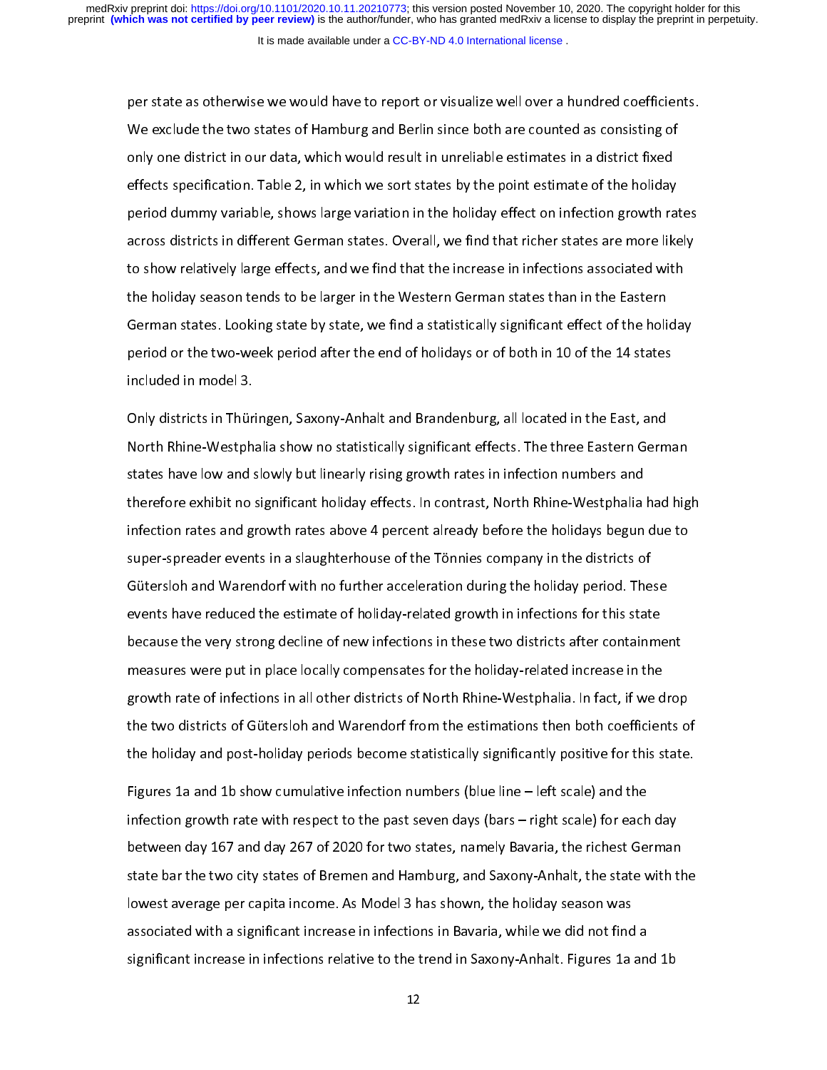per state as otherwise we would have to report or visualize well over a hundred coefficients. We exclude the two states of Hamburg and Berlin since both are counted as consisting of only one district in our data, which would result in unreliable estimates in a district fixed effects specification. Table 2, in which we sort states by the point estimate of the holiday period dummy variable, shows large variation in the holiday effect on infection growth rates across districts in different German states. Overall, we find that richer states are more likely to show relatively large effects, and we find that the increase in infections associated with the holiday season tends to be larger in the Western German states than in the Eastern German states. Looking state by state, we find a statistically significant effect of the holiday period or the two-week period after the end of holidays or of both in 10 of the 14 states included in model 3.

Only districts in Thüringen, Saxony-Anhalt and Brandenburg, all located in the East, and North Rhine-Westphalia show no statistically significant effects. The three Eastern German states have low and slowly but linearly rising growth rates in infection numbers and therefore exhibit no significant holiday effects. In contrast, North Rhine-Westphalia had high infection rates and growth rates above 4 percent already before the holidays begun due to super-spreader events in a slaughterhouse of the Tönnies company in the districts of Gütersloh and Warendorf with no further acceleration during the holiday period. These events have reduced the estimate of holiday-related growth in infections for this state because the very strong decline of new infections in these two districts after containment measures were put in place locally compensates for the holiday-related increase in the growth rate of infections in all other districts of North Rhine-Westphalia. In fact, if we drop the two districts of Gütersloh and Warendorf from the estimations then both coefficients of the holiday and post-holiday periods become statistically significantly positive for this state.

Figures 1a and 1b show cumulative infection numbers (blue line – left scale) and the infection growth rate with respect to the past seven days (bars – right scale) for each day between day 167 and day 267 of 2020 for two states, namely Bavaria, the richest German state bar the two city states of Bremen and Hamburg, and Saxony-Anhalt, the state with the lowest average per capita income. As Model 3 has shown, the holiday season was associated with a significant increase in infections in Bavaria, while we did not find a significant increase in infections relative to the trend in Saxony-Anhalt. Figures 1a and 1b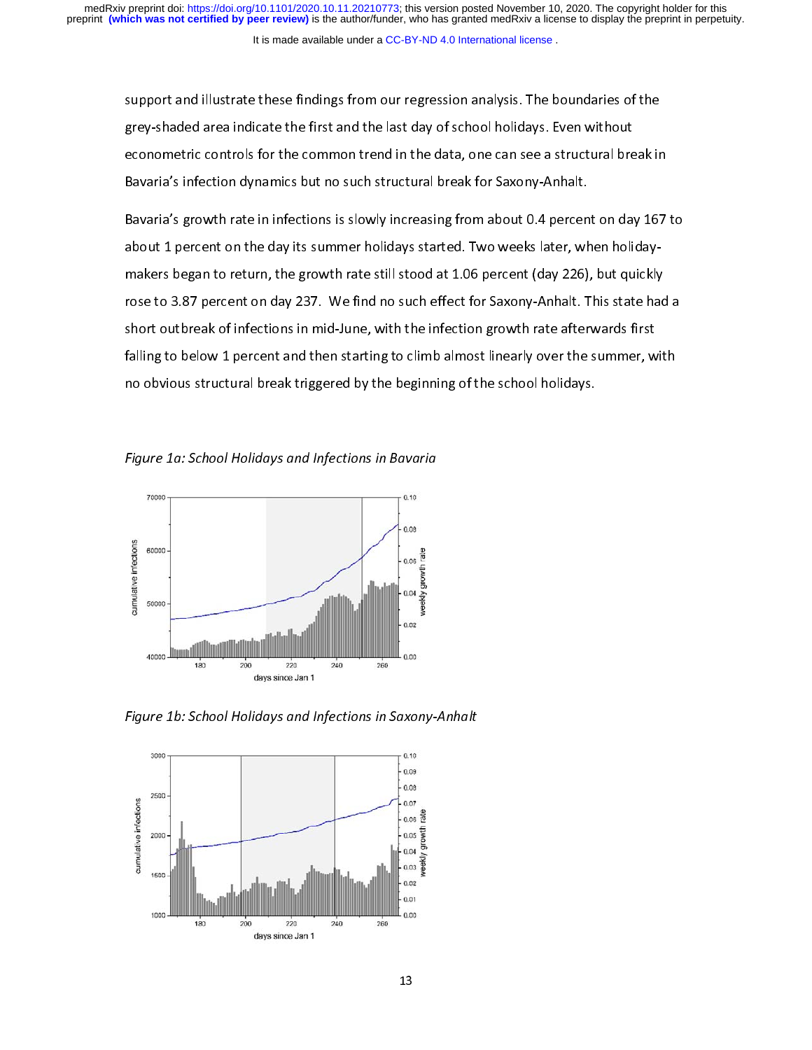support and illustrate these findings from our regression analysis. The boundaries of the grey-shaded area indicate the first and the last day of school holidays. Even without econometric controls for the common trend in the data, one can see a structural break in Bavaria's infection dynamics but no such structural break for Saxony-Anhalt.

Bavaria's growth rate in infections is slowly increasing from about 0.4 percent on day 167 to about 1 percent on the day its summer holidays started. Two weeks later, when holiday-makers began to return, the growth rate still stood at 1.06 percent (day 226), but quickly rose to 3.87 percent on day 237. We find no such effect for Saxony-Anhalt. This state had a short outbreak of infections in mid-June, with the infection growth rate afterwards first falling to below 1 percent and then starting to climb almost linearly over the summer, with no obvious structural break triggered by the beginning of the school holidays.

*Figure 1a: School Holidays and Infections in Bavaria*

*Figure 1b: School Holidays and Infections in Saxony-Anhalt*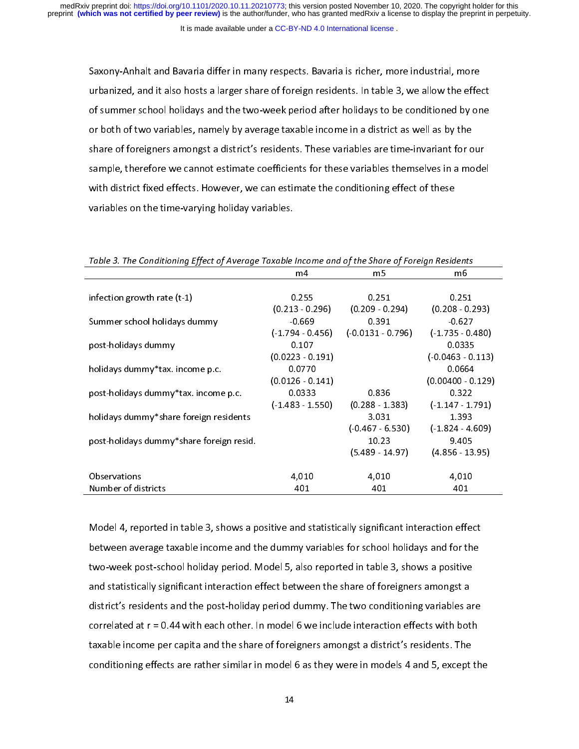Saxony-Anhalt and Bavaria differ in many respects. Bavaria is richer, more industrial, more urbanized, and it also hosts a larger share of foreign residents. In table 3, we allow the effect of summer school holidays and the two-week period after holidays to be conditioned by one or both of two variables, namely by average taxable income in a district as well as by the share of foreigners amongst a district's residents. These variables are time-invariant for our sample, therefore we cannot estimate coefficients for these variables themselves in a model with district fixed effects. However, we can estimate the conditioning effect of these variables on the time-varying holiday variables.

*Table 3. The Conditioning Effect of Average Taxable Income and of the Share of Foreign Residents*

| | m4 | m5 | m6 |
|---|---|---|---|
| infection growth rate (t-1) | 0.255 | 0.251 | 0.251 |
| | (0.213 - 0.296) | (0.209 - 0.294) | (0.208 - 0.293) |
| Summer school holidays dummy | -0.669 | 0.391 | -0.627 |
| | (-1.794 - 0.456) | (-0.0131 - 0.796) | (-1.735 - 0.480) |
| post-holidays dummy | 0.107 | | 0.0335 |
| | (0.0223 - 0.191) | | (-0.0463 - 0.113) |
| holidays dummy*tax. income p.c. | 0.0770 | | 0.0664 |
| | (0.0126 - 0.141) | | (0.00400 - 0.129) |
| post-holidays dummy*tax. income p.c. | 0.0333 | 0.836 | 0.322 |
| | (-1.483 - 1.550) | (0.288 - 1.383) | (-1.147 - 1.791) |
| holidays dummy*share foreign residents | | 3.031 | 1.393 |
| | | (-0.467 - 6.530) | (-1.824 - 4.609) |
| post-holidays dummy*share foreign resid. | | 10.23 | 9.405 |
| | | (5.489 - 14.97) | (4.856 - 13.95) |
| Observations | 4,010 | 4,010 | 4,010 |
| Number of districts | 401 | 401 | 401 |

Model 4, reported in table 3, shows a positive and statistically significant interaction effect between average taxable income and the dummy variables for school holidays and for the two-week post-school holiday period. Model 5, also reported in table 3, shows a positive and statistically significant interaction effect between the share of foreigners amongst a district's residents and the post-holiday period dummy. The two conditioning variables are correlated at r = 0.44 with each other. In model 6 we include interaction effects with both taxable income per capita and the share of foreigners amongst a district's residents. The conditioning effects are rather similar in model 6 as they were in models 4 and 5, except the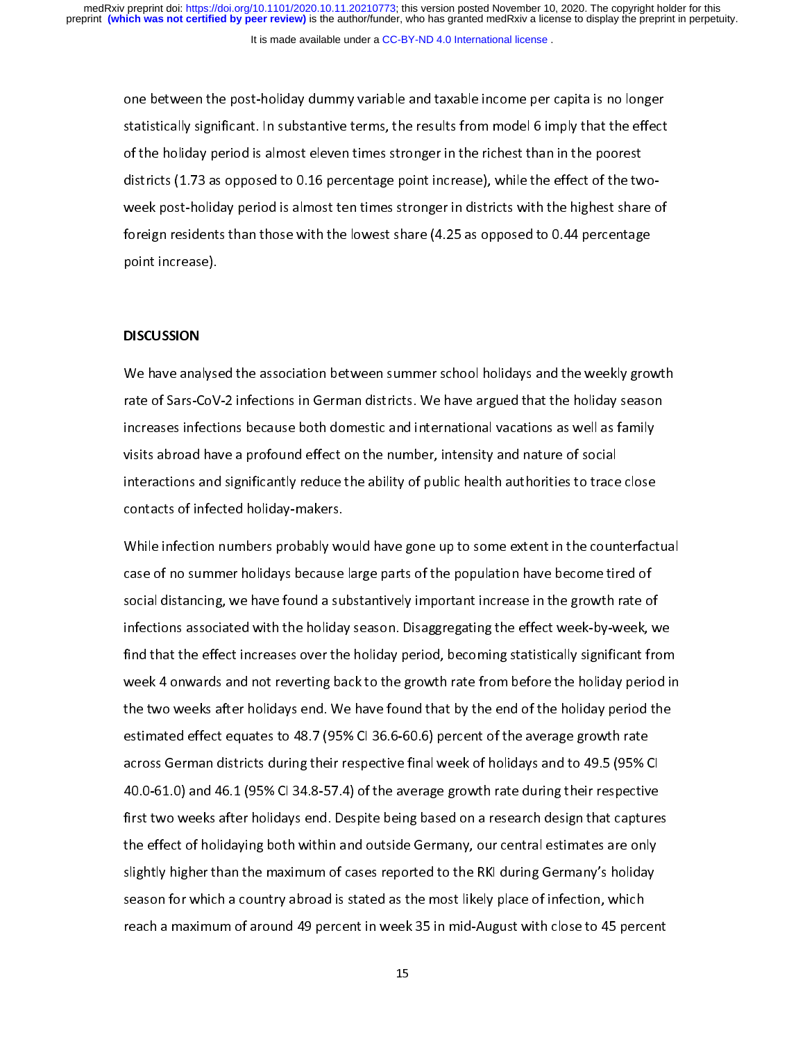one between the post-holiday dummy variable and taxable income per capita is no longer statistically significant. In substantive terms, the results from model 6 imply that the effect of the holiday period is almost eleven times stronger in the richest than in the poorest districts (1.73 as opposed to 0.16 percentage point increase), while the effect of the two-week post-holiday period is almost ten times stronger in districts with the highest share of foreign residents than those with the lowest share (4.25 as opposed to 0.44 percentage point increase).

## DISCUSSION

We have analysed the association between summer school holidays and the weekly growth rate of Sars-CoV-2 infections in German districts. We have argued that the holiday season increases infections because both domestic and international vacations as well as family visits abroad have a profound effect on the number, intensity and nature of social interactions and significantly reduce the ability of public health authorities to trace close contacts of infected holiday-makers.

While infection numbers probably would have gone up to some extent in the counterfactual case of no summer holidays because large parts of the population have become tired of social distancing, we have found a substantively important increase in the growth rate of infections associated with the holiday season. Disaggregating the effect week-by-week, we find that the effect increases over the holiday period, becoming statistically significant from week 4 onwards and not reverting back to the growth rate from before the holiday period in the two weeks after holidays end. We have found that by the end of the holiday period the estimated effect equates to 48.7 (95% CI 36.6-60.6) percent of the average growth rate across German districts during their respective final week of holidays and to 49.5 (95% CI 40.0-61.0) and 46.1 (95% CI 34.8-57.4) of the average growth rate during their respective first two weeks after holidays end. Despite being based on a research design that captures the effect of holidaying both within and outside Germany, our central estimates are only slightly higher than the maximum of cases reported to the RKI during Germany's holiday season for which a country abroad is stated as the most likely place of infection, which reach a maximum of around 49 percent in week 35 in mid-August with close to 45 percent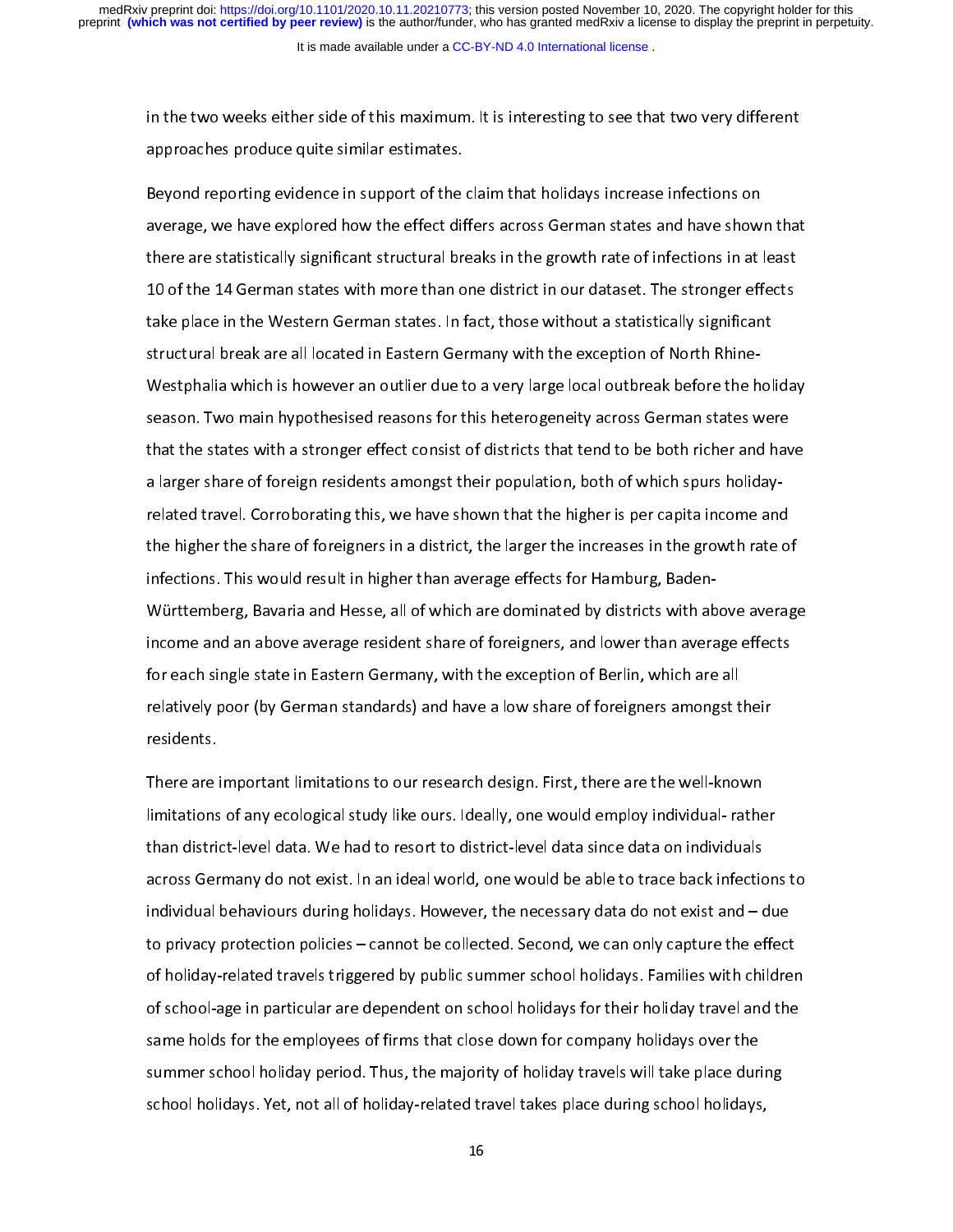in the two weeks either side of this maximum. It is interesting to see that two very different approaches produce quite similar estimates.

Beyond reporting evidence in support of the claim that holidays increase infections on average, we have explored how the effect differs across German states and have shown that there are statistically significant structural breaks in the growth rate of infections in at least 10 of the 14 German states with more than one district in our dataset. The stronger effects take place in the Western German states. In fact, those without a statistically significant structural break are all located in Eastern Germany with the exception of North Rhine-Westphalia which is however an outlier due to a very large local outbreak before the holiday season. Two main hypothesised reasons for this heterogeneity across German states were that the states with a stronger effect consist of districts that tend to be both richer and have a larger share of foreign residents amongst their population, both of which spurs holiday-related travel. Corroborating this, we have shown that the higher is per capita income and the higher the share of foreigners in a district, the larger the increases in the growth rate of infections. This would result in higher than average effects for Hamburg, Baden-Württemberg, Bavaria and Hesse, all of which are dominated by districts with above average income and an above average resident share of foreigners, and lower than average effects for each single state in Eastern Germany, with the exception of Berlin, which are all relatively poor (by German standards) and have a low share of foreigners amongst their residents.

There are important limitations to our research design. First, there are the well-known limitations of any ecological study like ours. Ideally, one would employ individual- rather than district-level data. We had to resort to district-level data since data on individuals across Germany do not exist. In an ideal world, one would be able to trace back infections to individual behaviours during holidays. However, the necessary data do not exist and – due to privacy protection policies – cannot be collected. Second, we can only capture the effect of holiday-related travels triggered by public summer school holidays. Families with children of school-age in particular are dependent on school holidays for their holiday travel and the same holds for the employees of firms that close down for company holidays over the summer school holiday period. Thus, the majority of holiday travels will take place during school holidays. Yet, not all of holiday-related travel takes place during school holidays,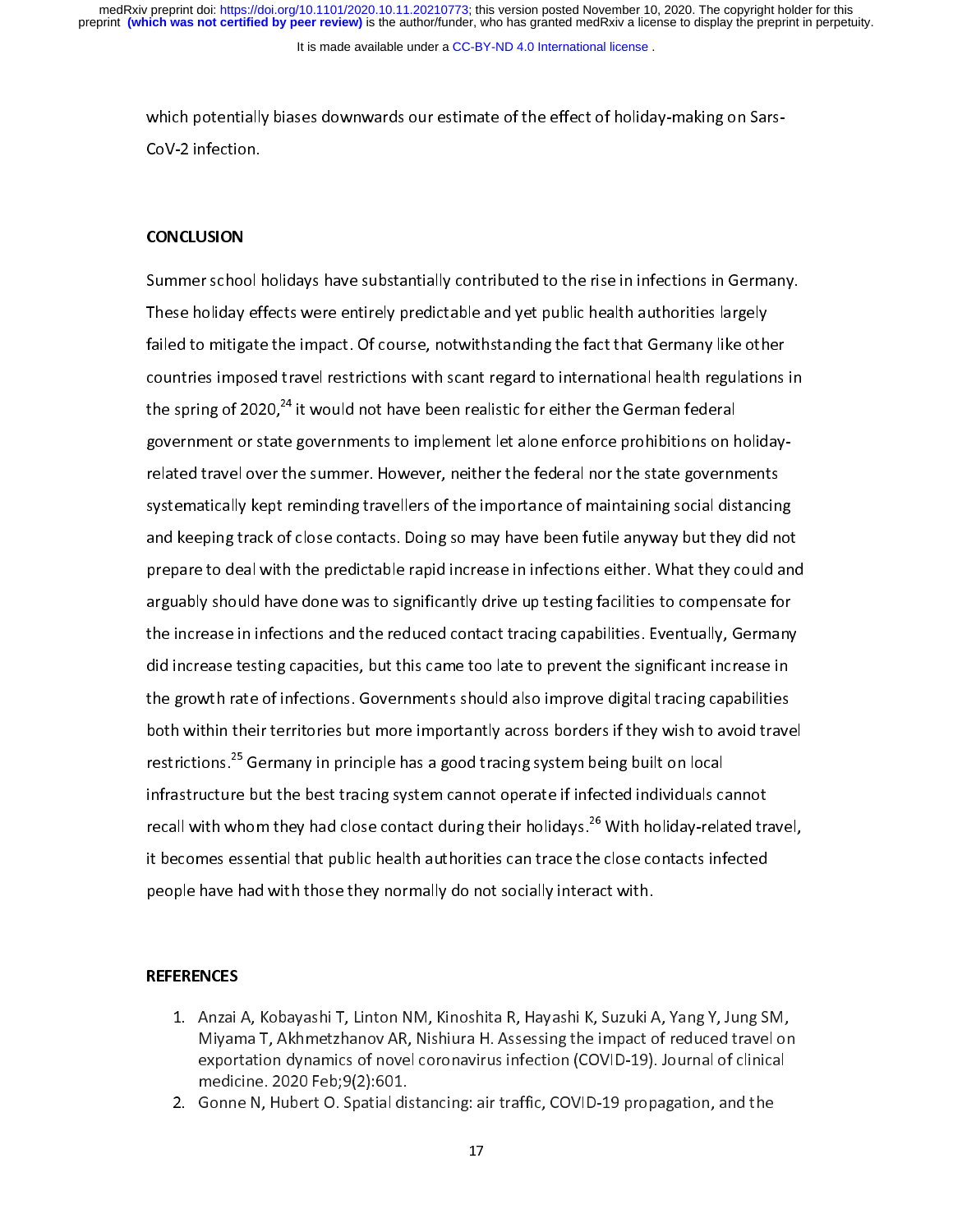which potentially biases downwards our estimate of the effect of holiday-making on Sars-CoV-2 infection.

## CONCLUSION

Summer school holidays have substantially contributed to the rise in infections in Germany. These holiday effects were entirely predictable and yet public health authorities largely failed to mitigate the impact. Of course, notwithstanding the fact that Germany like other countries imposed travel restrictions with scant regard to international health regulations in the spring of 2020,[24] it would not have been realistic for either the German federal government or state governments to implement let alone enforce prohibitions on holiday-related travel over the summer. However, neither the federal nor the state governments systematically kept reminding travellers of the importance of maintaining social distancing and keeping track of close contacts. Doing so may have been futile anyway but they did not prepare to deal with the predictable rapid increase in infections either. What they could and arguably should have done was to significantly drive up testing facilities to compensate for the increase in infections and the reduced contact tracing capabilities. Eventually, Germany did increase testing capacities, but this came too late to prevent the significant increase in the growth rate of infections. Governments should also improve digital tracing capabilities both within their territories but more importantly across borders if they wish to avoid travel restrictions.[25] Germany in principle has a good tracing system being built on local infrastructure but the best tracing system cannot operate if infected individuals cannot recall with whom they had close contact during their holidays.[26] With holiday-related travel, it becomes essential that public health authorities can trace the close contacts infected people have had with those they normally do not socially interact with.

## REFERENCES

1. Anzai A, Kobayashi T, Linton NM, Kinoshita R, Hayashi K, Suzuki A, Yang Y, Jung SM, Miyama T, Akhmetzhanov AR, Nishiura H. Assessing the impact of reduced travel on exportation dynamics of novel coronavirus infection (COVID-19). Journal of clinical medicine. 2020 Feb;9(2):601.
2. Gonne N, Hubert O. Spatial distancing: air traffic, COVID-19 propagation, and the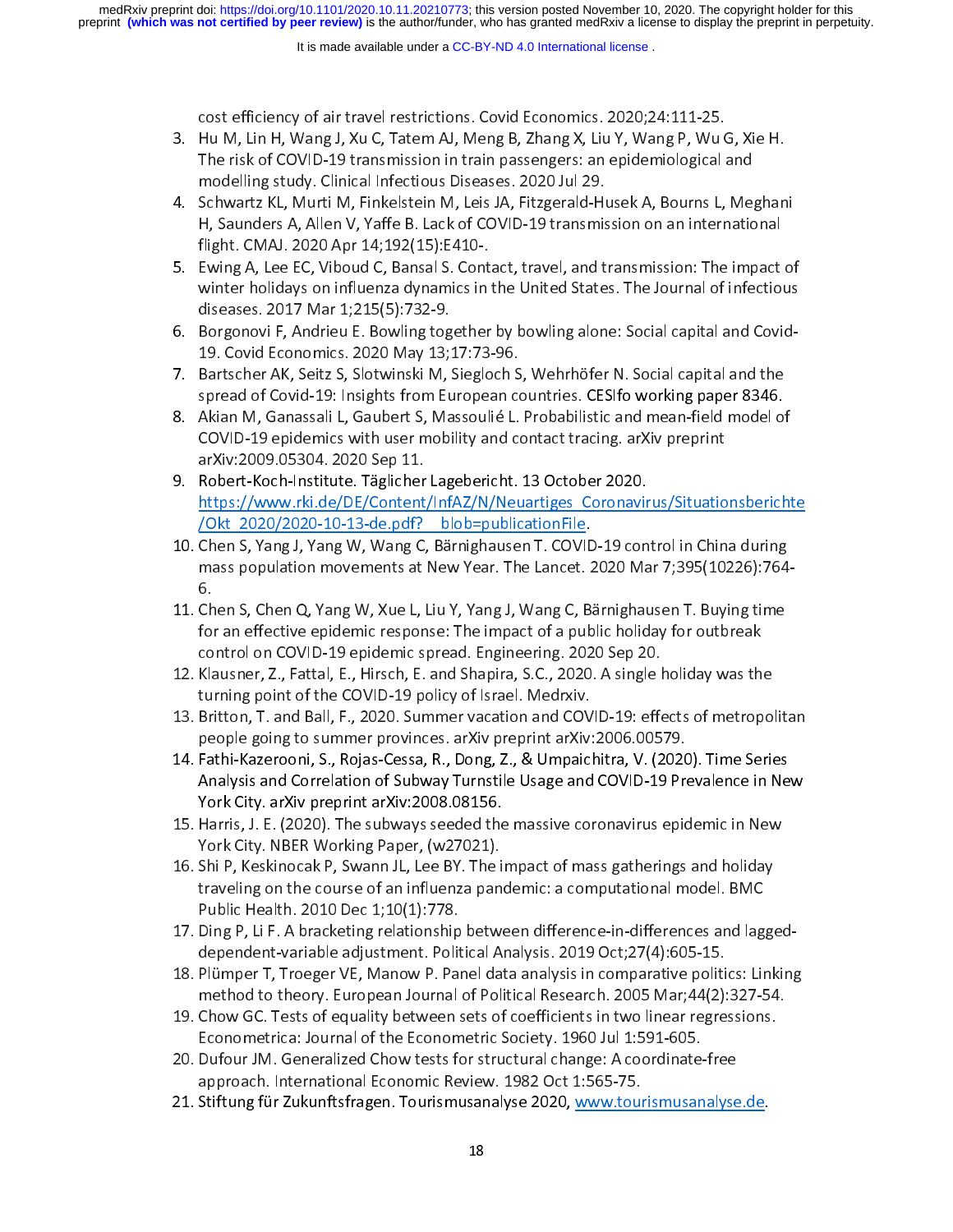cost efficiency of air travel restrictions. Covid Economics. 2020;24:111-25.

3. Hu M, Lin H, Wang J, Xu C, Tatem AJ, Meng B, Zhang X, Liu Y, Wang P, Wu G, Xie H. The risk of COVID-19 transmission in train passengers: an epidemiological and modelling study. Clinical Infectious Diseases. 2020 Jul 29.
4. Schwartz KL, Murti M, Finkelstein M, Leis JA, Fitzgerald-Husek A, Bourns L, Meghani H, Saunders A, Allen V, Yaffe B. Lack of COVID-19 transmission on an international flight. CMAJ. 2020 Apr 14;192(15):E410-.
5. Ewing A, Lee EC, Viboud C, Bansal S. Contact, travel, and transmission: The impact of winter holidays on influenza dynamics in the United States. The Journal of infectious diseases. 2017 Mar 1;215(5):732-9.
6. Borgonovi F, Andrieu E. Bowling together by bowling alone: Social capital and Covid-19. Covid Economics. 2020 May 13;17:73-96.
7. Bartscher AK, Seitz S, Slotwinski M, Siegloch S, Wehrhöfer N. Social capital and the spread of Covid-19: Insights from European countries. CESIfo working paper 8346.
8. Akian M, Ganassali L, Gaubert S, Massoulié L. Probabilistic and mean-field model of COVID-19 epidemics with user mobility and contact tracing. arXiv preprint arXiv:2009.05304. 2020 Sep 11.
9. Robert-Koch-Institute. Täglicher Lagebericht. 13 October 2020. https://www.rki.de/DE/Content/InfAZ/N/Neuartiges_Coronavirus/Situationsberichte/Okt_2020/2020-10-13-de.pdf?__blob=publicationFile.
10. Chen S, Yang J, Yang W, Wang C, Bärnighausen T. COVID-19 control in China during mass population movements at New Year. The Lancet. 2020 Mar 7;395(10226):764-6.
11. Chen S, Chen Q, Yang W, Xue L, Liu Y, Yang J, Wang C, Bärnighausen T. Buying time for an effective epidemic response: The impact of a public holiday for outbreak control on COVID-19 epidemic spread. Engineering. 2020 Sep 20.
12. Klausner, Z., Fattal, E., Hirsch, E. and Shapira, S.C., 2020. A single holiday was the turning point of the COVID-19 policy of Israel. Medrxiv.
13. Britton, T. and Ball, F., 2020. Summer vacation and COVID-19: effects of metropolitan people going to summer provinces. arXiv preprint arXiv:2006.00579.
14. Fathi-Kazerooni, S., Rojas-Cessa, R., Dong, Z., & Umpaichitra, V. (2020). Time Series Analysis and Correlation of Subway Turnstile Usage and COVID-19 Prevalence in New York City. arXiv preprint arXiv:2008.08156.
15. Harris, J. E. (2020). The subways seeded the massive coronavirus epidemic in New York City. NBER Working Paper, (w27021).
16. Shi P, Keskinocak P, Swann JL, Lee BY. The impact of mass gatherings and holiday traveling on the course of an influenza pandemic: a computational model. BMC Public Health. 2010 Dec 1;10(1):778.
17. Ding P, Li F. A bracketing relationship between difference-in-differences and lagged-dependent-variable adjustment. Political Analysis. 2019 Oct;27(4):605-15.
18. Plümper T, Troeger VE, Manow P. Panel data analysis in comparative politics: Linking method to theory. European Journal of Political Research. 2005 Mar;44(2):327-54.
19. Chow GC. Tests of equality between sets of coefficients in two linear regressions. Econometrica: Journal of the Econometric Society. 1960 Jul 1:591-605.
20. Dufour JM. Generalized Chow tests for structural change: A coordinate-free approach. International Economic Review. 1982 Oct 1:565-75.
21. Stiftung für Zukunftsfragen. Tourismusanalyse 2020, www.tourismusanalyse.de.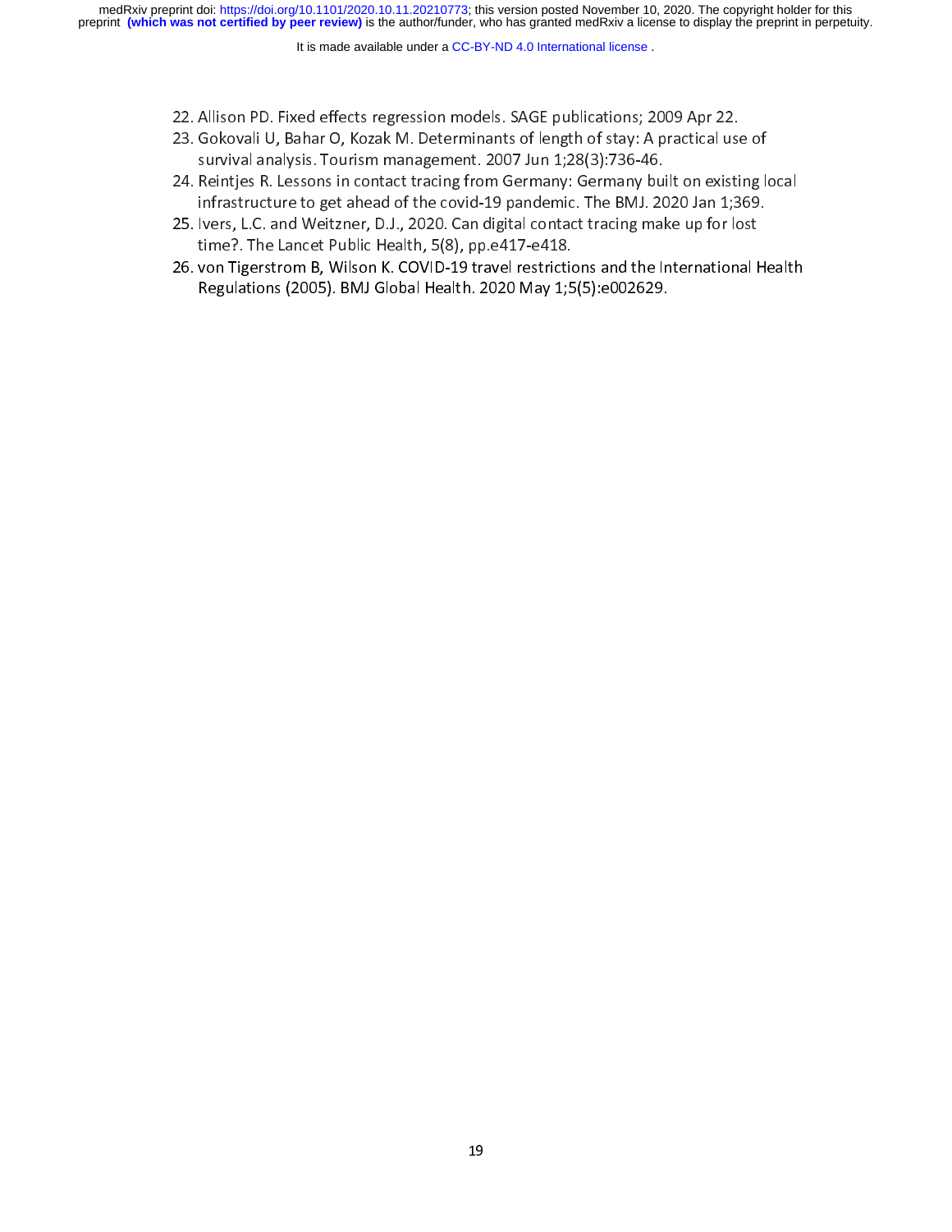22. Allison PD. Fixed effects regression models. SAGE publications; 2009 Apr 22.
23. Gokovali U, Bahar O, Kozak M. Determinants of length of stay: A practical use of survival analysis. Tourism management. 2007 Jun 1;28(3):736-46.
24. Reintjes R. Lessons in contact tracing from Germany: Germany built on existing local infrastructure to get ahead of the covid-19 pandemic. The BMJ. 2020 Jan 1;369.
25. Ivers, L.C. and Weitzner, D.J., 2020. Can digital contact tracing make up for lost time?. The Lancet Public Health, 5(8), pp.e417-e418.
26. von Tigerstrom B, Wilson K. COVID-19 travel restrictions and the International Health Regulations (2005). BMJ Global Health. 2020 May 1;5(5):e002629.